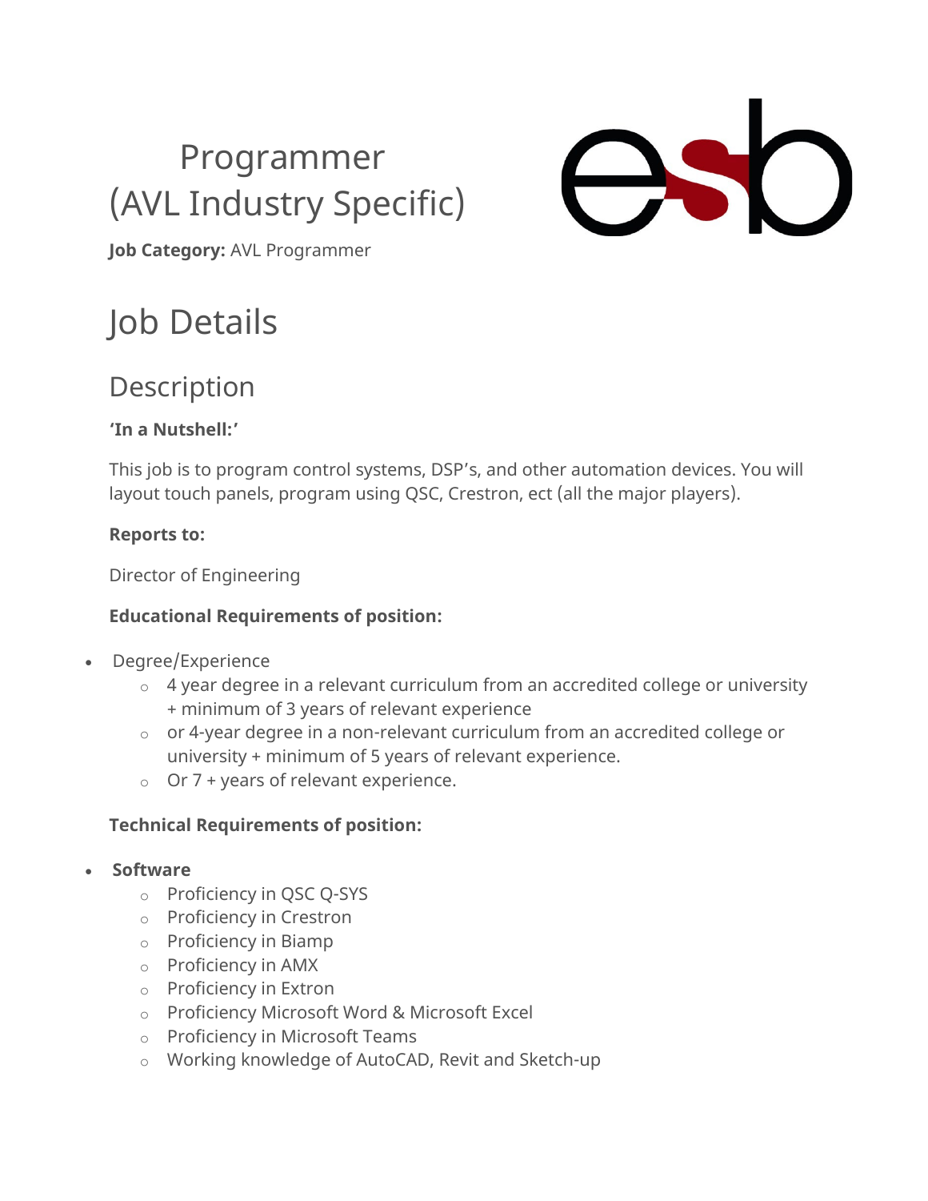# Programmer (AVL Industry Specific)

**Job Category:** AVL Programmer

# Job Details

## Description

**'In a Nutshell:'**

This job is to program control systems, DSP's, and other automation devices. You will layout touch panels, program using QSC, Crestron, ect (all the major players).

**Reports to:**

Director of Engineering

**Educational Requirements of position:**

- Degree/Experience
  - 4 year degree in a relevant curriculum from an accredited college or university + minimum of 3 years of relevant experience
  - or 4-year degree in a non-relevant curriculum from an accredited college or university + minimum of 5 years of relevant experience.
  - Or 7 + years of relevant experience.

**Technical Requirements of position:**

- **Software**
  - Proficiency in QSC Q-SYS
  - Proficiency in Crestron
  - Proficiency in Biamp
  - Proficiency in AMX
  - Proficiency in Extron
  - Proficiency Microsoft Word & Microsoft Excel
  - Proficiency in Microsoft Teams
  - Working knowledge of AutoCAD, Revit and Sketch-up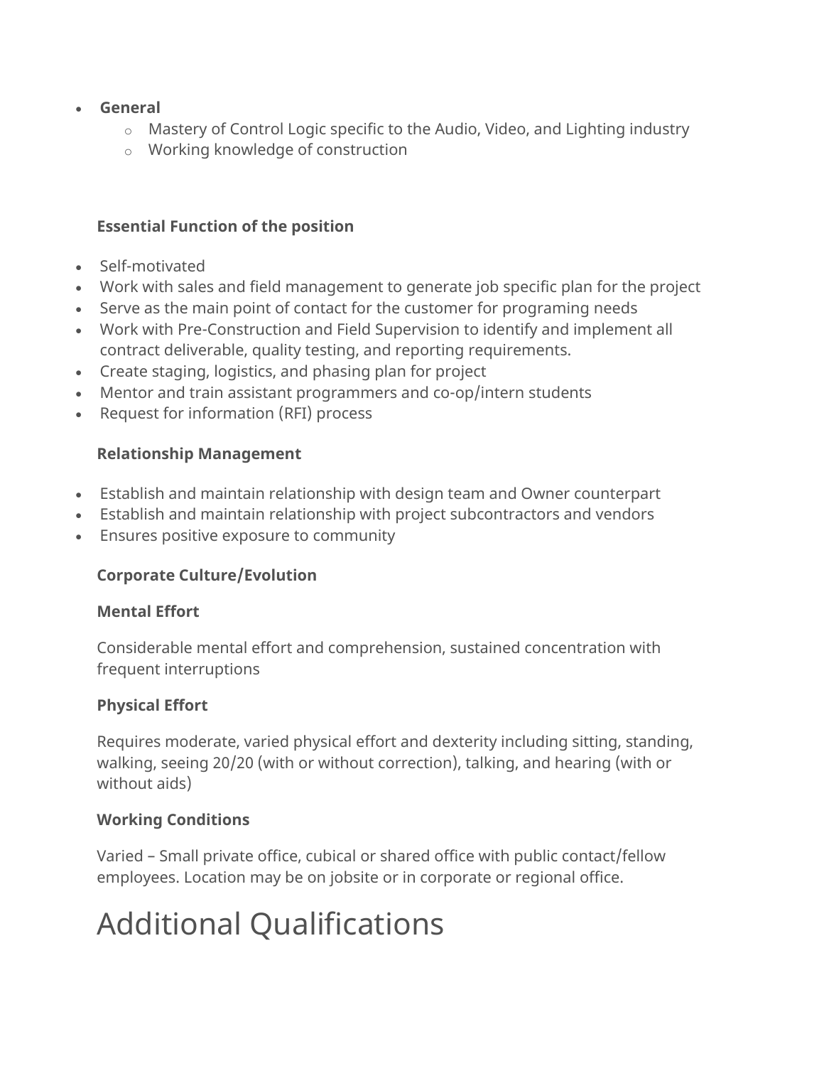- **General**
    - Mastery of Control Logic specific to the Audio, Video, and Lighting industry
    - Working knowledge of construction

**Essential Function of the position**

- Self-motivated
- Work with sales and field management to generate job specific plan for the project
- Serve as the main point of contact for the customer for programing needs
- Work with Pre-Construction and Field Supervision to identify and implement all contract deliverable, quality testing, and reporting requirements.
- Create staging, logistics, and phasing plan for project
- Mentor and train assistant programmers and co-op/intern students
- Request for information (RFI) process

**Relationship Management**

- Establish and maintain relationship with design team and Owner counterpart
- Establish and maintain relationship with project subcontractors and vendors
- Ensures positive exposure to community

**Corporate Culture/Evolution**

**Mental Effort**

Considerable mental effort and comprehension, sustained concentration with frequent interruptions

**Physical Effort**

Requires moderate, varied physical effort and dexterity including sitting, standing, walking, seeing 20/20 (with or without correction), talking, and hearing (with or without aids)

**Working Conditions**

Varied – Small private office, cubical or shared office with public contact/fellow employees. Location may be on jobsite or in corporate or regional office.

# Additional Qualifications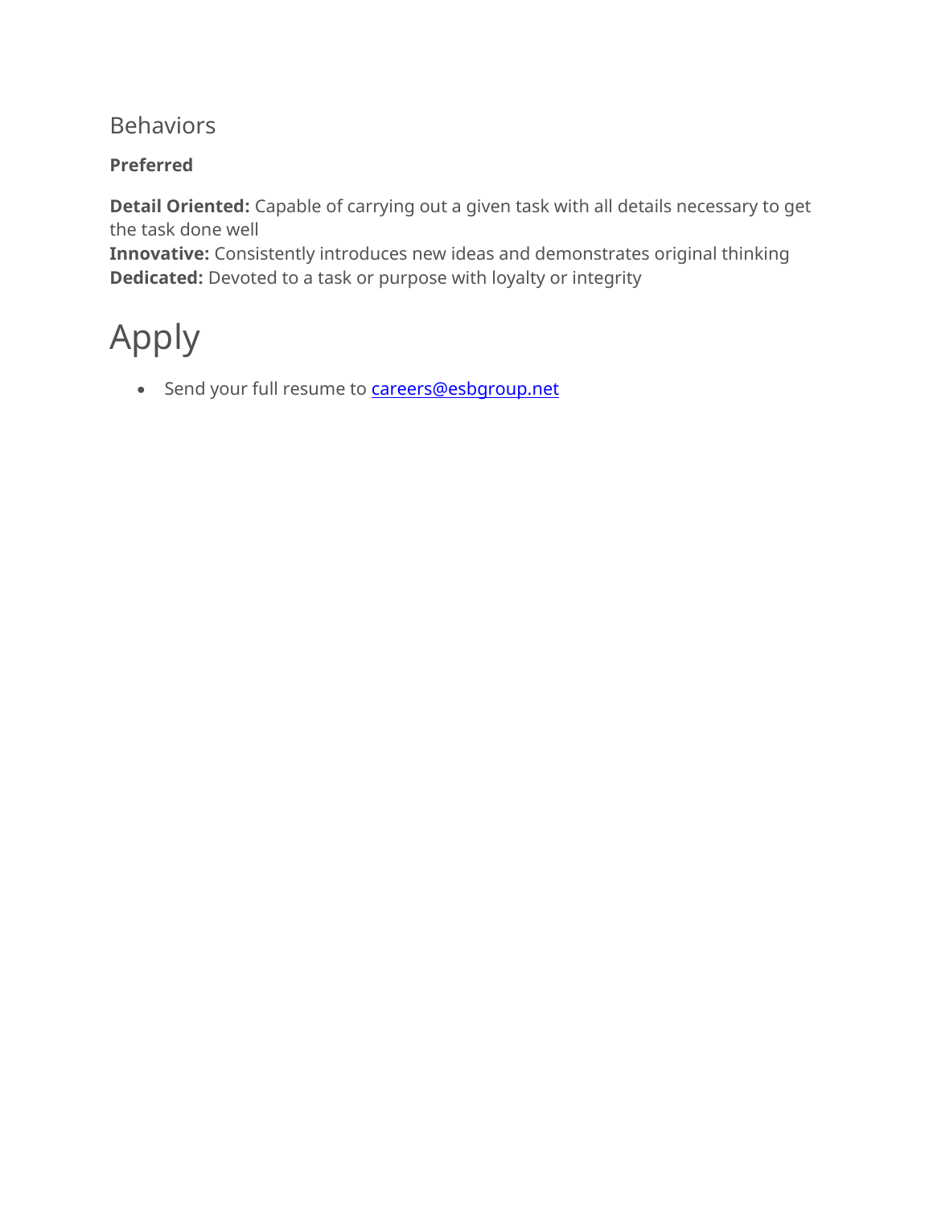## Behaviors

**Preferred**

**Detail Oriented:** Capable of carrying out a given task with all details necessary to get the task done well
**Innovative:** Consistently introduces new ideas and demonstrates original thinking
**Dedicated:** Devoted to a task or purpose with loyalty or integrity

# Apply

- Send your full resume to careers@esbgroup.net